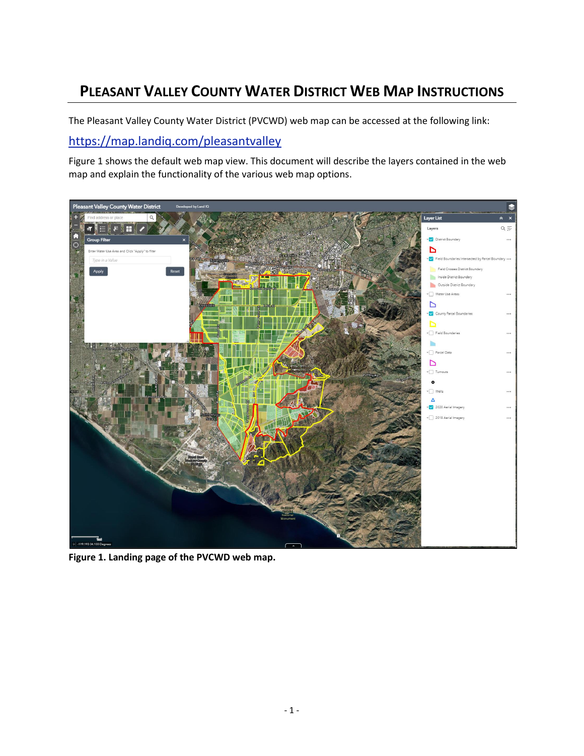# Pleasant Valley County Water District Web Map Instructions

The Pleasant Valley County Water District (PVCWD) web map can be accessed at the following link:

https://map.landiq.com/pleasantvalley

Figure 1 shows the default web map view. This document will describe the layers contained in the web map and explain the functionality of the various web map options.

**Figure 1. Landing page of the PVCWD web map.**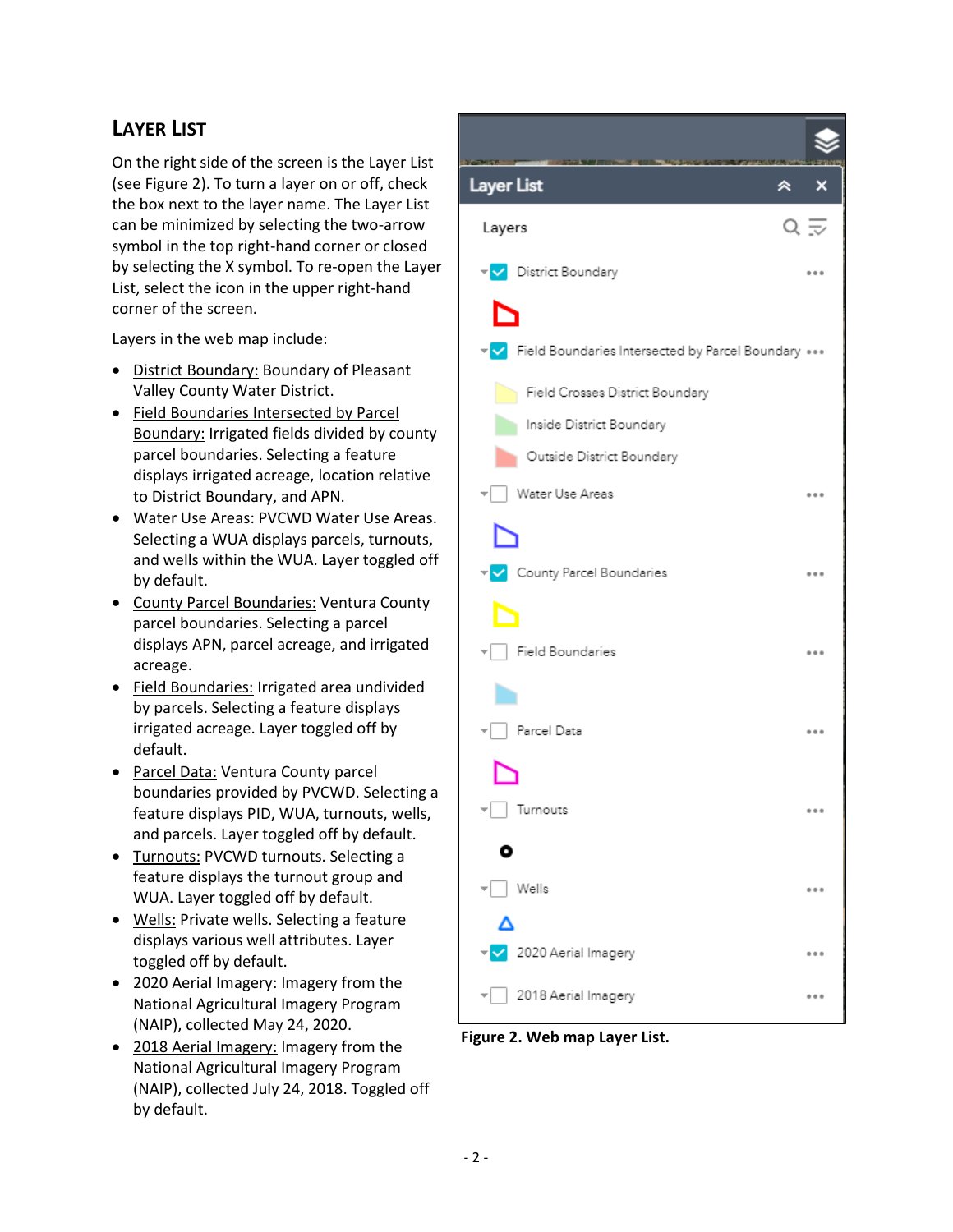## Layer List

On the right side of the screen is the Layer List (see Figure 2). To turn a layer on or off, check the box next to the layer name. The Layer List can be minimized by selecting the two-arrow symbol in the top right-hand corner or closed by selecting the X symbol. To re-open the Layer List, select the icon in the upper right-hand corner of the screen.

Layers in the web map include:

- District Boundary: Boundary of Pleasant Valley County Water District.
- Field Boundaries Intersected by Parcel Boundary: Irrigated fields divided by county parcel boundaries. Selecting a feature displays irrigated acreage, location relative to District Boundary, and APN.
- Water Use Areas: PVCWD Water Use Areas. Selecting a WUA displays parcels, turnouts, and wells within the WUA. Layer toggled off by default.
- County Parcel Boundaries: Ventura County parcel boundaries. Selecting a parcel displays APN, parcel acreage, and irrigated acreage.
- Field Boundaries: Irrigated area undivided by parcels. Selecting a feature displays irrigated acreage. Layer toggled off by default.
- Parcel Data: Ventura County parcel boundaries provided by PVCWD. Selecting a feature displays PID, WUA, turnouts, wells, and parcels. Layer toggled off by default.
- Turnouts: PVCWD turnouts. Selecting a feature displays the turnout group and WUA. Layer toggled off by default.
- Wells: Private wells. Selecting a feature displays various well attributes. Layer toggled off by default.
- 2020 Aerial Imagery: Imagery from the National Agricultural Imagery Program (NAIP), collected May 24, 2020.
- 2018 Aerial Imagery: Imagery from the National Agricultural Imagery Program (NAIP), collected July 24, 2018. Toggled off by default.

**Figure 2. Web map Layer List.**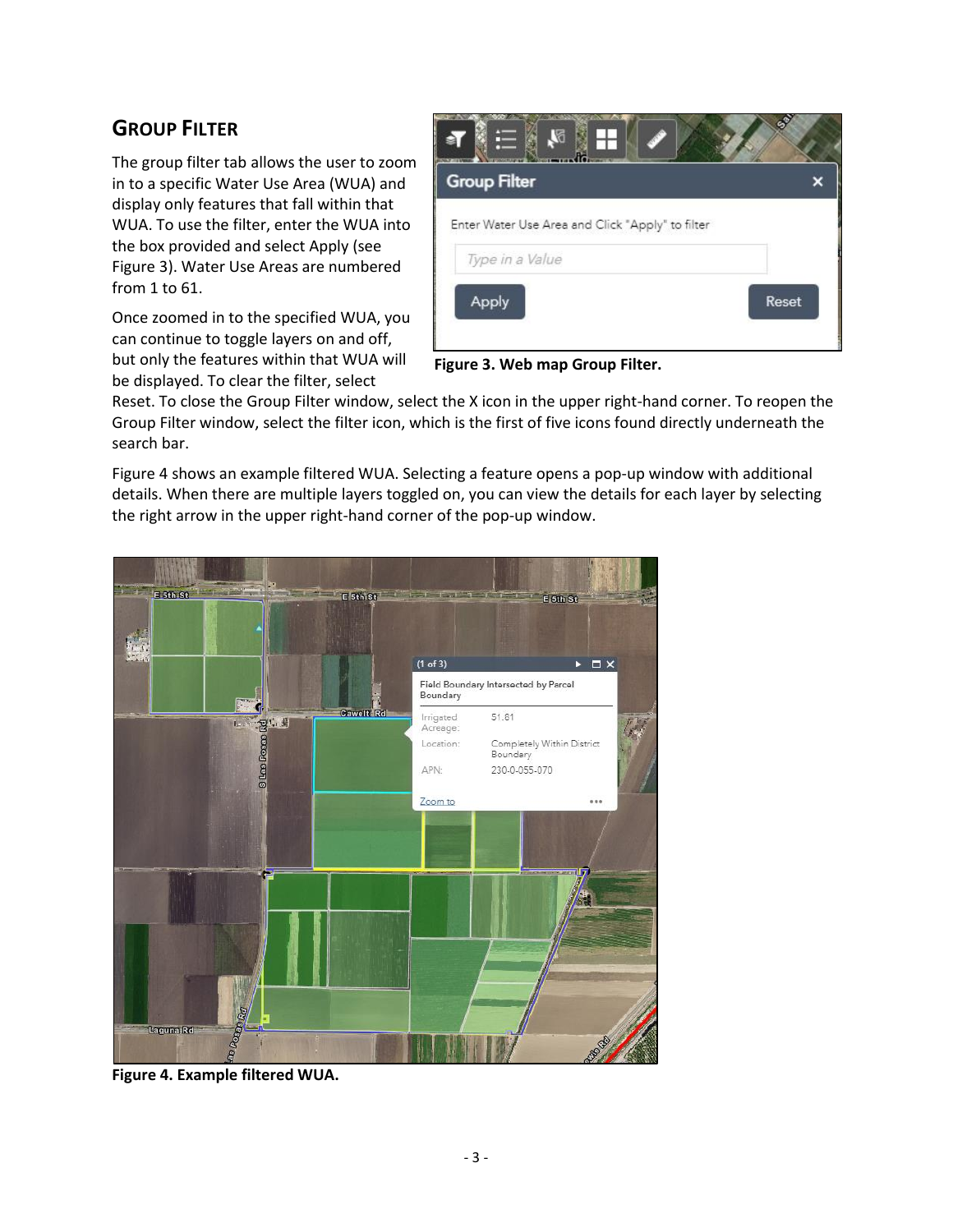## Group Filter

The group filter tab allows the user to zoom in to a specific Water Use Area (WUA) and display only features that fall within that WUA. To use the filter, enter the WUA into the box provided and select Apply (see Figure 3). Water Use Areas are numbered from 1 to 61.

Once zoomed in to the specified WUA, you can continue to toggle layers on and off, but only the features within that WUA will be displayed. To clear the filter, select Reset. To close the Group Filter window, select the X icon in the upper right-hand corner. To reopen the Group Filter window, select the filter icon, which is the first of five icons found directly underneath the search bar.

**Figure 3. Web map Group Filter.**

Figure 4 shows an example filtered WUA. Selecting a feature opens a pop-up window with additional details. When there are multiple layers toggled on, you can view the details for each layer by selecting the right arrow in the upper right-hand corner of the pop-up window.

**Figure 4. Example filtered WUA.**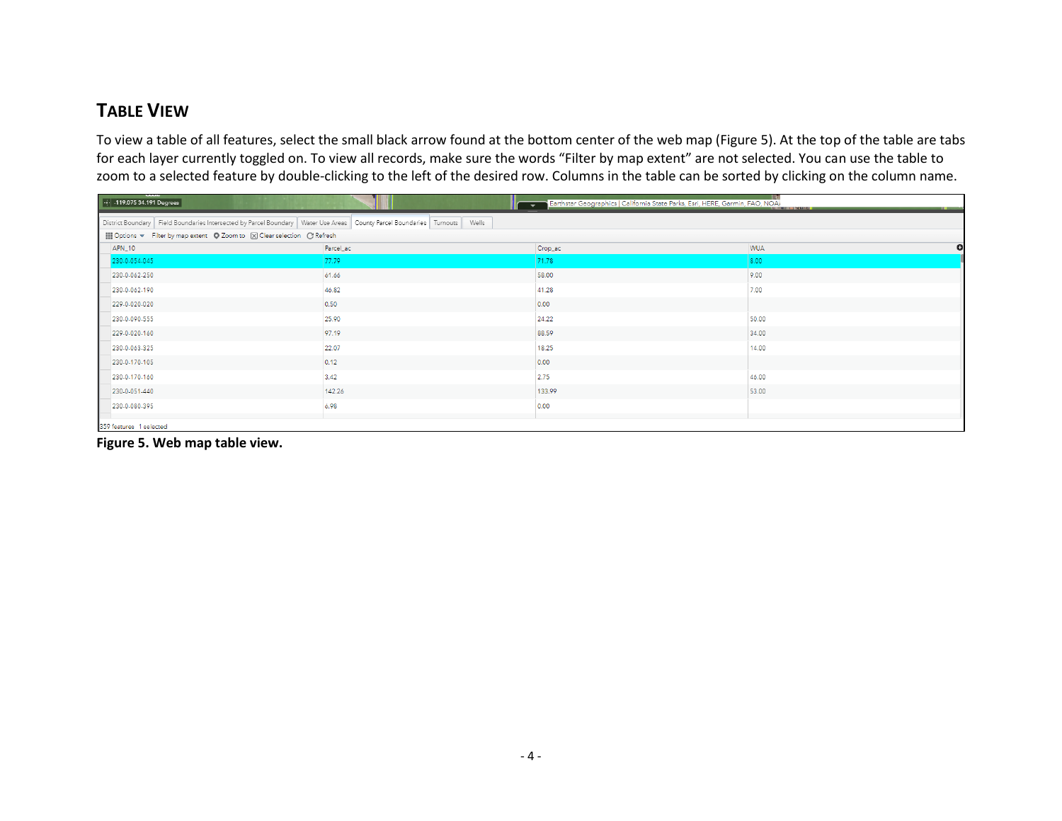## TABLE VIEW

To view a table of all features, select the small black arrow found at the bottom center of the web map (Figure 5). At the top of the table are tabs for each layer currently toggled on. To view all records, make sure the words "Filter by map extent" are not selected. You can use the table to zoom to a selected feature by double-clicking to the left of the desired row. Columns in the table can be sorted by clicking on the column name.

-119.075 34.191 Degrees

Earthstar Geographics | California State Parks, Esri, HERE, Garmin, FAO, NOAA

District Boundary | Field Boundaries Intersected by Parcel Boundary | Water Use Areas | County Parcel Boundaries | Turnouts | Wells

Options ▾ Filter by map extent Zoom to Clear selection Refresh

| APN_10 | Parcel_ac | Crop_ac | WUA |
|---|---|---|---|
| 230-0-054-045 | 77.79 | 71.78 | 8.00 |
| 230-0-062-250 | 61.66 | 58.00 | 9.00 |
| 230-0-062-190 | 46.82 | 41.28 | 7.00 |
| 229-0-020-020 | 0.50 | 0.00 | |
| 230-0-090-555 | 25.90 | 24.22 | 50.00 |
| 229-0-020-160 | 97.19 | 88.59 | 34.00 |
| 230-0-063-325 | 22.07 | 18.25 | 14.00 |
| 230-0-170-105 | 0.12 | 0.00 | |
| 230-0-170-160 | 3.42 | 2.75 | 46.00 |
| 230-0-051-440 | 142.26 | 133.99 | 53.00 |
| 230-0-080-395 | 6.98 | 0.00 | |

359 features 1 selected

**Figure 5. Web map table view.**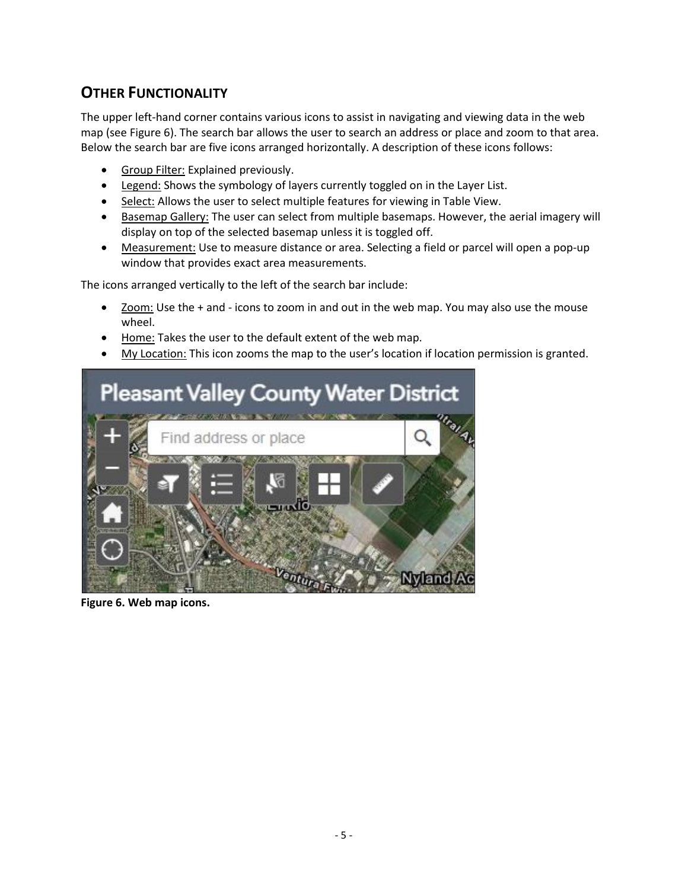## OTHER FUNCTIONALITY

The upper left-hand corner contains various icons to assist in navigating and viewing data in the web map (see Figure 6). The search bar allows the user to search an address or place and zoom to that area. Below the search bar are five icons arranged horizontally. A description of these icons follows:

- Group Filter: Explained previously.
- Legend: Shows the symbology of layers currently toggled on in the Layer List.
- Select: Allows the user to select multiple features for viewing in Table View.
- Basemap Gallery: The user can select from multiple basemaps. However, the aerial imagery will display on top of the selected basemap unless it is toggled off.
- Measurement: Use to measure distance or area. Selecting a field or parcel will open a pop-up window that provides exact area measurements.

The icons arranged vertically to the left of the search bar include:

- Zoom: Use the + and - icons to zoom in and out in the web map. You may also use the mouse wheel.
- Home: Takes the user to the default extent of the web map.
- My Location: This icon zooms the map to the user's location if location permission is granted.

**Figure 6. Web map icons.**